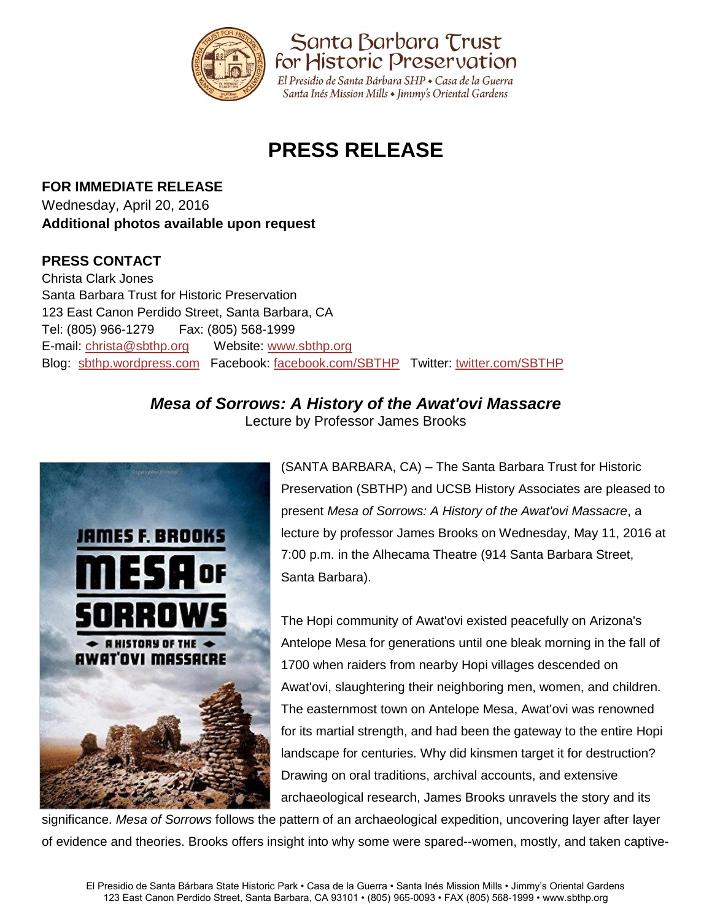Santa Barbara Trust for Historic Preservation

El Presidio de Santa Bárbara SHP • Casa de la Guerra
Santa Inés Mission Mills • Jimmy's Oriental Gardens

# PRESS RELEASE

**FOR IMMEDIATE RELEASE**
Wednesday, April 20, 2016
**Additional photos available upon request**

**PRESS CONTACT**
Christa Clark Jones
Santa Barbara Trust for Historic Preservation
123 East Canon Perdido Street, Santa Barbara, CA
Tel: (805) 966-1279 Fax: (805) 568-1999
E-mail: christa@sbthp.org Website: www.sbthp.org
Blog: sbthp.wordpress.com Facebook: facebook.com/SBTHP Twitter: twitter.com/SBTHP

## *Mesa of Sorrows: A History of the Awat'ovi Massacre*

Lecture by Professor James Brooks

(SANTA BARBARA, CA) – The Santa Barbara Trust for Historic Preservation (SBTHP) and UCSB History Associates are pleased to present *Mesa of Sorrows: A History of the Awat'ovi Massacre*, a lecture by professor James Brooks on Wednesday, May 11, 2016 at 7:00 p.m. in the Alhecama Theatre (914 Santa Barbara Street, Santa Barbara).

The Hopi community of Awat'ovi existed peacefully on Arizona's Antelope Mesa for generations until one bleak morning in the fall of 1700 when raiders from nearby Hopi villages descended on Awat'ovi, slaughtering their neighboring men, women, and children. The easternmost town on Antelope Mesa, Awat'ovi was renowned for its martial strength, and had been the gateway to the entire Hopi landscape for centuries. Why did kinsmen target it for destruction? Drawing on oral traditions, archival accounts, and extensive archaeological research, James Brooks unravels the story and its significance. *Mesa of Sorrows* follows the pattern of an archaeological expedition, uncovering layer after layer of evidence and theories. Brooks offers insight into why some were spared--women, mostly, and taken captive-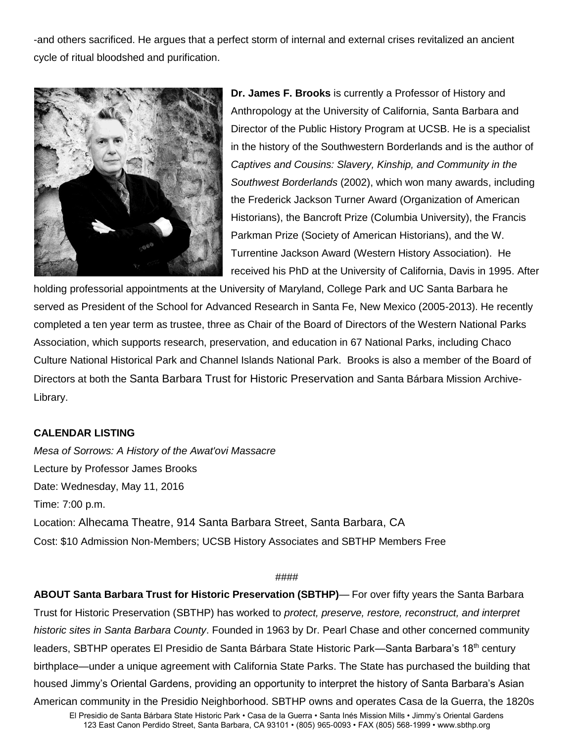-and others sacrificed. He argues that a perfect storm of internal and external crises revitalized an ancient cycle of ritual bloodshed and purification.

**Dr. James F. Brooks** is currently a Professor of History and Anthropology at the University of California, Santa Barbara and Director of the Public History Program at UCSB. He is a specialist in the history of the Southwestern Borderlands and is the author of *Captives and Cousins: Slavery, Kinship, and Community in the Southwest Borderlands* (2002), which won many awards, including the Frederick Jackson Turner Award (Organization of American Historians), the Bancroft Prize (Columbia University), the Francis Parkman Prize (Society of American Historians), and the W. Turrentine Jackson Award (Western History Association). He received his PhD at the University of California, Davis in 1995. After holding professorial appointments at the University of Maryland, College Park and UC Santa Barbara he served as President of the School for Advanced Research in Santa Fe, New Mexico (2005-2013). He recently completed a ten year term as trustee, three as Chair of the Board of Directors of the Western National Parks Association, which supports research, preservation, and education in 67 National Parks, including Chaco Culture National Historical Park and Channel Islands National Park. Brooks is also a member of the Board of Directors at both the Santa Barbara Trust for Historic Preservation and Santa Bárbara Mission Archive-Library.

**CALENDAR LISTING**

*Mesa of Sorrows: A History of the Awat'ovi Massacre*
Lecture by Professor James Brooks
Date: Wednesday, May 11, 2016
Time: 7:00 p.m.
Location: Alhecama Theatre, 914 Santa Barbara Street, Santa Barbara, CA
Cost: $10 Admission Non-Members; UCSB History Associates and SBTHP Members Free

####

**ABOUT Santa Barbara Trust for Historic Preservation (SBTHP)**— For over fifty years the Santa Barbara Trust for Historic Preservation (SBTHP) has worked to *protect, preserve, restore, reconstruct, and interpret historic sites in Santa Barbara County*. Founded in 1963 by Dr. Pearl Chase and other concerned community leaders, SBTHP operates El Presidio de Santa Bárbara State Historic Park—Santa Barbara's 18th century birthplace—under a unique agreement with California State Parks. The State has purchased the building that housed Jimmy's Oriental Gardens, providing an opportunity to interpret the history of Santa Barbara's Asian American community in the Presidio Neighborhood. SBTHP owns and operates Casa de la Guerra, the 1820s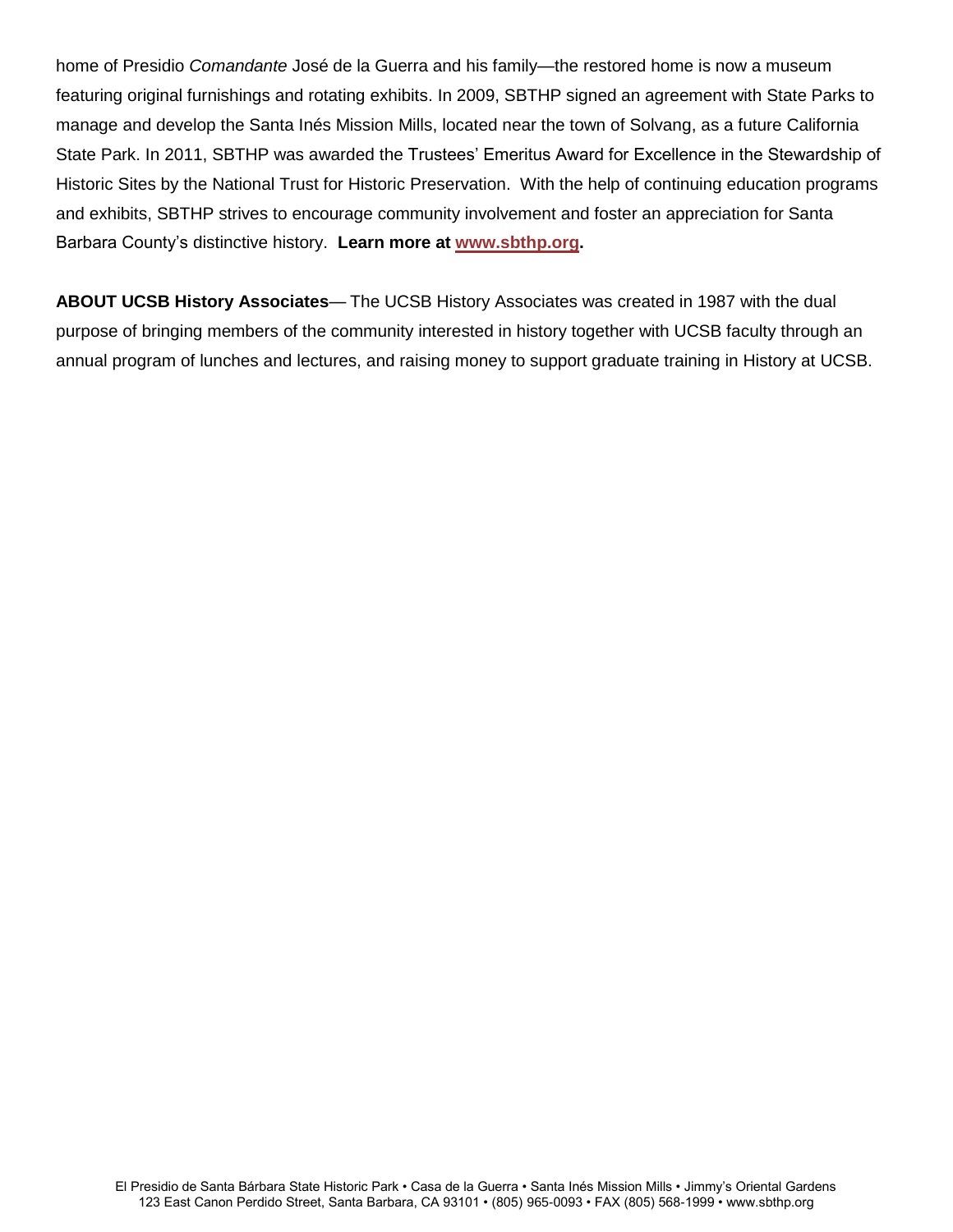home of Presidio *Comandante* José de la Guerra and his family—the restored home is now a museum featuring original furnishings and rotating exhibits. In 2009, SBTHP signed an agreement with State Parks to manage and develop the Santa Inés Mission Mills, located near the town of Solvang, as a future California State Park. In 2011, SBTHP was awarded the Trustees' Emeritus Award for Excellence in the Stewardship of Historic Sites by the National Trust for Historic Preservation. With the help of continuing education programs and exhibits, SBTHP strives to encourage community involvement and foster an appreciation for Santa Barbara County's distinctive history. **Learn more at [www.sbthp.org](http://www.sbthp.org).**

**ABOUT UCSB History Associates**— The UCSB History Associates was created in 1987 with the dual purpose of bringing members of the community interested in history together with UCSB faculty through an annual program of lunches and lectures, and raising money to support graduate training in History at UCSB.

El Presidio de Santa Bárbara State Historic Park • Casa de la Guerra • Santa Inés Mission Mills • Jimmy's Oriental Gardens
123 East Canon Perdido Street, Santa Barbara, CA 93101 • (805) 965-0093 • FAX (805) 568-1999 • www.sbthp.org